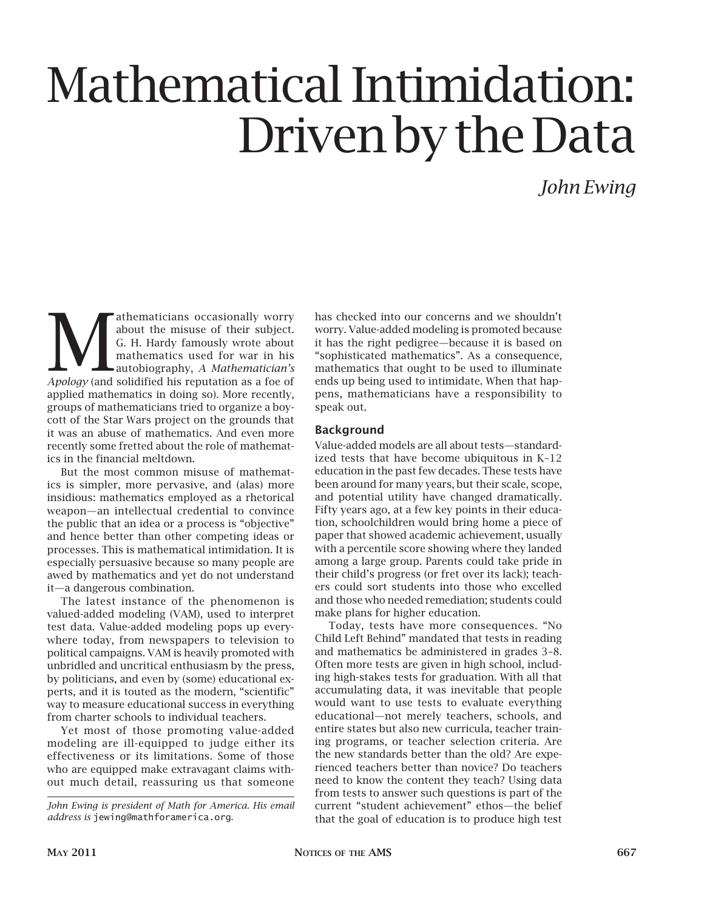# Mathematical Intimidation: Driven by the Data

*John Ewing*

Mathematicians occasionally worry about the misuse of their subject. G. H. Hardy famously wrote about mathematics used for war in his autobiography, *A Mathematician's Apology* (and solidified his reputation as a foe of applied mathematics in doing so). More recently, groups of mathematicians tried to organize a boycott of the Star Wars project on the grounds that it was an abuse of mathematics. And even more recently some fretted about the role of mathematics in the financial meltdown.

But the most common misuse of mathematics is simpler, more pervasive, and (alas) more insidious: mathematics employed as a rhetorical weapon—an intellectual credential to convince the public that an idea or a process is "objective" and hence better than other competing ideas or processes. This is mathematical intimidation. It is especially persuasive because so many people are awed by mathematics and yet do not understand it—a dangerous combination.

The latest instance of the phenomenon is valued-added modeling (VAM), used to interpret test data. Value-added modeling pops up everywhere today, from newspapers to television to political campaigns. VAM is heavily promoted with unbridled and uncritical enthusiasm by the press, by politicians, and even by (some) educational experts, and it is touted as the modern, "scientific" way to measure educational success in everything from charter schools to individual teachers.

Yet most of those promoting value-added modeling are ill-equipped to judge either its effectiveness or its limitations. Some of those who are equipped make extravagant claims without much detail, reassuring us that someone has checked into our concerns and we shouldn't worry. Value-added modeling is promoted because it has the right pedigree—because it is based on "sophisticated mathematics". As a consequence, mathematics that ought to be used to illuminate ends up being used to intimidate. When that happens, mathematicians have a responsibility to speak out.

*John Ewing is president of Math for America. His email address is* jewing@mathforamerica.org.

## Background

Value-added models are all about tests—standardized tests that have become ubiquitous in K–12 education in the past few decades. These tests have been around for many years, but their scale, scope, and potential utility have changed dramatically. Fifty years ago, at a few key points in their education, schoolchildren would bring home a piece of paper that showed academic achievement, usually with a percentile score showing where they landed among a large group. Parents could take pride in their child's progress (or fret over its lack); teachers could sort students into those who excelled and those who needed remediation; students could make plans for higher education.

Today, tests have more consequences. "No Child Left Behind" mandated that tests in reading and mathematics be administered in grades 3–8. Often more tests are given in high school, including high-stakes tests for graduation. With all that accumulating data, it was inevitable that people would want to use tests to evaluate everything educational—not merely teachers, schools, and entire states but also new curricula, teacher training programs, or teacher selection criteria. Are the new standards better than the old? Are experienced teachers better than novice? Do teachers need to know the content they teach? Using data from tests to answer such questions is part of the current "student achievement" ethos—the belief that the goal of education is to produce high test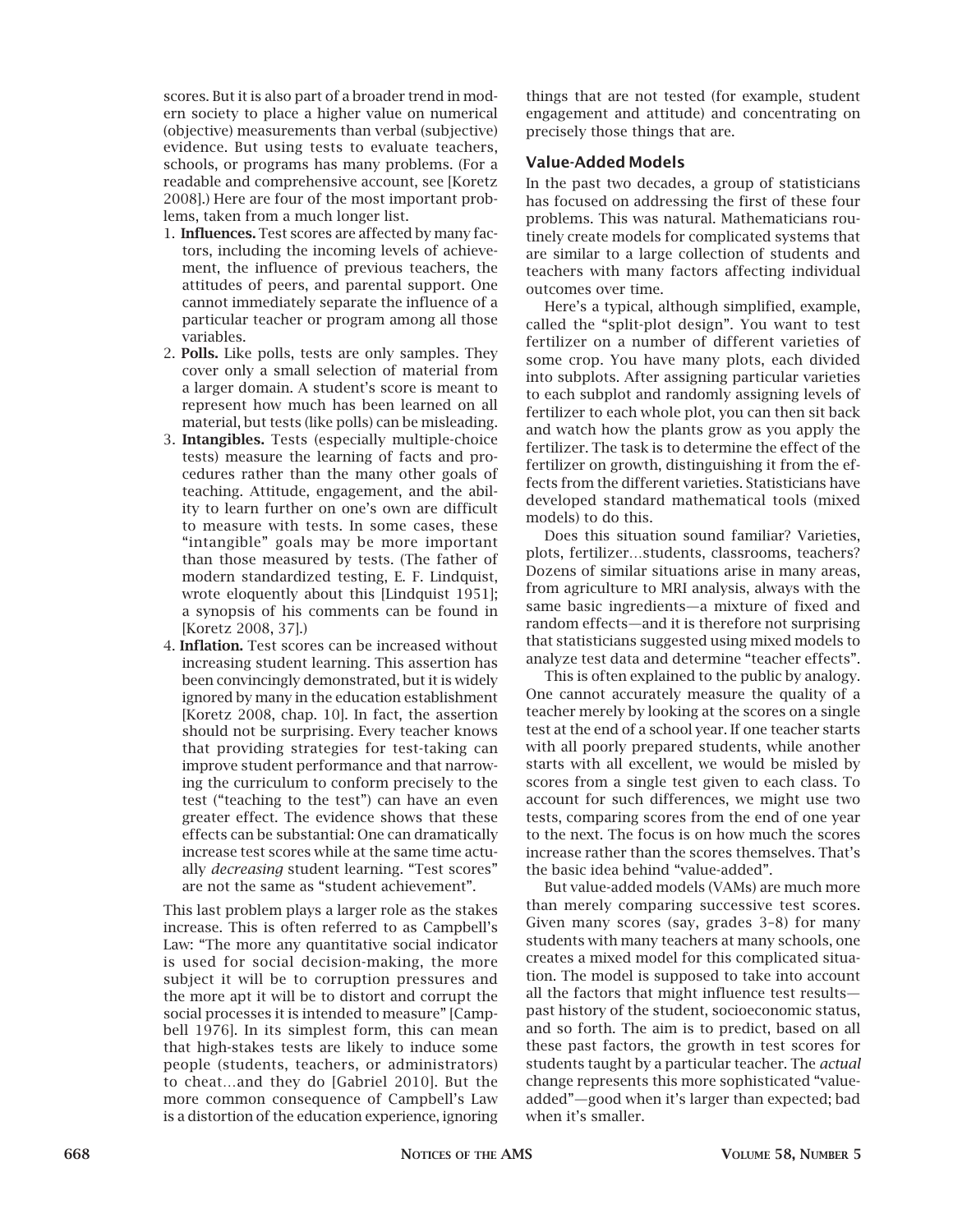scores. But it is also part of a broader trend in modern society to place a higher value on numerical (objective) measurements than verbal (subjective) evidence. But using tests to evaluate teachers, schools, or programs has many problems. (For a readable and comprehensive account, see [Koretz 2008].) Here are four of the most important problems, taken from a much longer list.

1. **Influences.** Test scores are affected by many factors, including the incoming levels of achievement, the influence of previous teachers, the attitudes of peers, and parental support. One cannot immediately separate the influence of a particular teacher or program among all those variables.
2. **Polls.** Like polls, tests are only samples. They cover only a small selection of material from a larger domain. A student's score is meant to represent how much has been learned on all material, but tests (like polls) can be misleading.
3. **Intangibles.** Tests (especially multiple-choice tests) measure the learning of facts and procedures rather than the many other goals of teaching. Attitude, engagement, and the ability to learn further on one's own are difficult to measure with tests. In some cases, these "intangible" goals may be more important than those measured by tests. (The father of modern standardized testing, E. F. Lindquist, wrote eloquently about this [Lindquist 1951]; a synopsis of his comments can be found in [Koretz 2008, 37].)
4. **Inflation.** Test scores can be increased without increasing student learning. This assertion has been convincingly demonstrated, but it is widely ignored by many in the education establishment [Koretz 2008, chap. 10]. In fact, the assertion should not be surprising. Every teacher knows that providing strategies for test-taking can improve student performance and that narrowing the curriculum to conform precisely to the test ("teaching to the test") can have an even greater effect. The evidence shows that these effects can be substantial: One can dramatically increase test scores while at the same time actually *decreasing* student learning. "Test scores" are not the same as "student achievement".

This last problem plays a larger role as the stakes increase. This is often referred to as Campbell's Law: "The more any quantitative social indicator is used for social decision-making, the more subject it will be to corruption pressures and the more apt it will be to distort and corrupt the social processes it is intended to measure" [Campbell 1976]. In its simplest form, this can mean that high-stakes tests are likely to induce some people (students, teachers, or administrators) to cheat…and they do [Gabriel 2010]. But the more common consequence of Campbell's Law is a distortion of the education experience, ignoring things that are not tested (for example, student engagement and attitude) and concentrating on precisely those things that are.

## Value-Added Models

In the past two decades, a group of statisticians has focused on addressing the first of these four problems. This was natural. Mathematicians routinely create models for complicated systems that are similar to a large collection of students and teachers with many factors affecting individual outcomes over time.

Here's a typical, although simplified, example, called the "split-plot design". You want to test fertilizer on a number of different varieties of some crop. You have many plots, each divided into subplots. After assigning particular varieties to each subplot and randomly assigning levels of fertilizer to each whole plot, you can then sit back and watch how the plants grow as you apply the fertilizer. The task is to determine the effect of the fertilizer on growth, distinguishing it from the effects from the different varieties. Statisticians have developed standard mathematical tools (mixed models) to do this.

Does this situation sound familiar? Varieties, plots, fertilizer…students, classrooms, teachers? Dozens of similar situations arise in many areas, from agriculture to MRI analysis, always with the same basic ingredients—a mixture of fixed and random effects—and it is therefore not surprising that statisticians suggested using mixed models to analyze test data and determine "teacher effects".

This is often explained to the public by analogy. One cannot accurately measure the quality of a teacher merely by looking at the scores on a single test at the end of a school year. If one teacher starts with all poorly prepared students, while another starts with all excellent, we would be misled by scores from a single test given to each class. To account for such differences, we might use two tests, comparing scores from the end of one year to the next. The focus is on how much the scores increase rather than the scores themselves. That's the basic idea behind "value-added".

But value-added models (VAMs) are much more than merely comparing successive test scores. Given many scores (say, grades 3–8) for many students with many teachers at many schools, one creates a mixed model for this complicated situation. The model is supposed to take into account all the factors that might influence test results—past history of the student, socioeconomic status, and so forth. The aim is to predict, based on all these past factors, the growth in test scores for students taught by a particular teacher. The *actual* change represents this more sophisticated "value-added"—good when it's larger than expected; bad when it's smaller.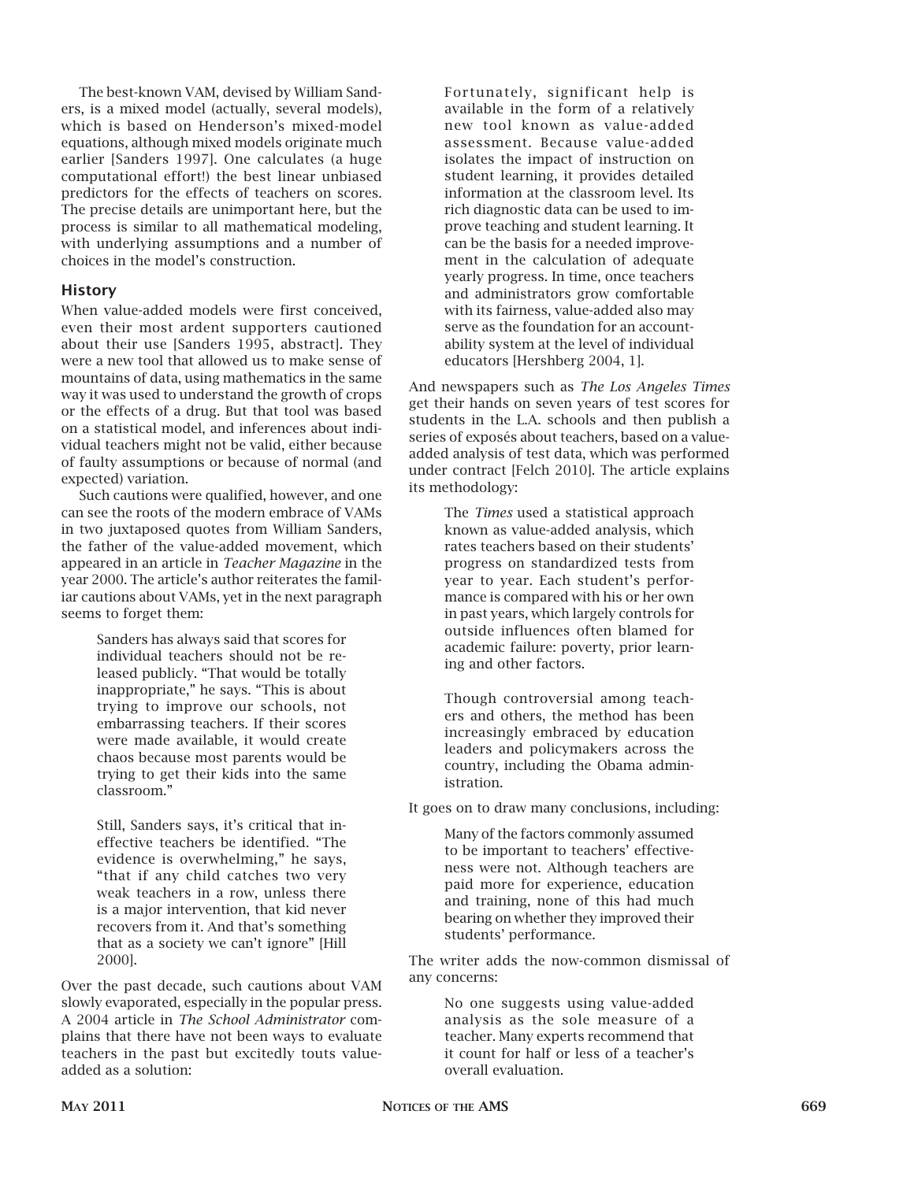The best-known VAM, devised by William Sanders, is a mixed model (actually, several models), which is based on Henderson's mixed-model equations, although mixed models originate much earlier [Sanders 1997]. One calculates (a huge computational effort!) the best linear unbiased predictors for the effects of teachers on scores. The precise details are unimportant here, but the process is similar to all mathematical modeling, with underlying assumptions and a number of choices in the model's construction.

## History

When value-added models were first conceived, even their most ardent supporters cautioned about their use [Sanders 1995, abstract]. They were a new tool that allowed us to make sense of mountains of data, using mathematics in the same way it was used to understand the growth of crops or the effects of a drug. But that tool was based on a statistical model, and inferences about individual teachers might not be valid, either because of faulty assumptions or because of normal (and expected) variation.

Such cautions were qualified, however, and one can see the roots of the modern embrace of VAMs in two juxtaposed quotes from William Sanders, the father of the value-added movement, which appeared in an article in *Teacher Magazine* in the year 2000. The article's author reiterates the familiar cautions about VAMs, yet in the next paragraph seems to forget them:

> Sanders has always said that scores for individual teachers should not be released publicly. "That would be totally inappropriate," he says. "This is about trying to improve our schools, not embarrassing teachers. If their scores were made available, it would create chaos because most parents would be trying to get their kids into the same classroom."
>
> Still, Sanders says, it's critical that ineffective teachers be identified. "The evidence is overwhelming," he says, "that if any child catches two very weak teachers in a row, unless there is a major intervention, that kid never recovers from it. And that's something that as a society we can't ignore" [Hill 2000].

Over the past decade, such cautions about VAM slowly evaporated, especially in the popular press. A 2004 article in *The School Administrator* complains that there have not been ways to evaluate teachers in the past but excitedly touts value-added as a solution:

> Fortunately, significant help is available in the form of a relatively new tool known as value-added assessment. Because value-added isolates the impact of instruction on student learning, it provides detailed information at the classroom level. Its rich diagnostic data can be used to improve teaching and student learning. It can be the basis for a needed improvement in the calculation of adequate yearly progress. In time, once teachers and administrators grow comfortable with its fairness, value-added also may serve as the foundation for an accountability system at the level of individual educators [Hershberg 2004, 1].

And newspapers such as *The Los Angeles Times* get their hands on seven years of test scores for students in the L.A. schools and then publish a series of exposés about teachers, based on a value-added analysis of test data, which was performed under contract [Felch 2010]. The article explains its methodology:

> The *Times* used a statistical approach known as value-added analysis, which rates teachers based on their students' progress on standardized tests from year to year. Each student's performance is compared with his or her own in past years, which largely controls for outside influences often blamed for academic failure: poverty, prior learning and other factors.
>
> Though controversial among teachers and others, the method has been increasingly embraced by education leaders and policymakers across the country, including the Obama administration.

It goes on to draw many conclusions, including:

> Many of the factors commonly assumed to be important to teachers' effectiveness were not. Although teachers are paid more for experience, education and training, none of this had much bearing on whether they improved their students' performance.

The writer adds the now-common dismissal of any concerns:

> No one suggests using value-added analysis as the sole measure of a teacher. Many experts recommend that it count for half or less of a teacher's overall evaluation.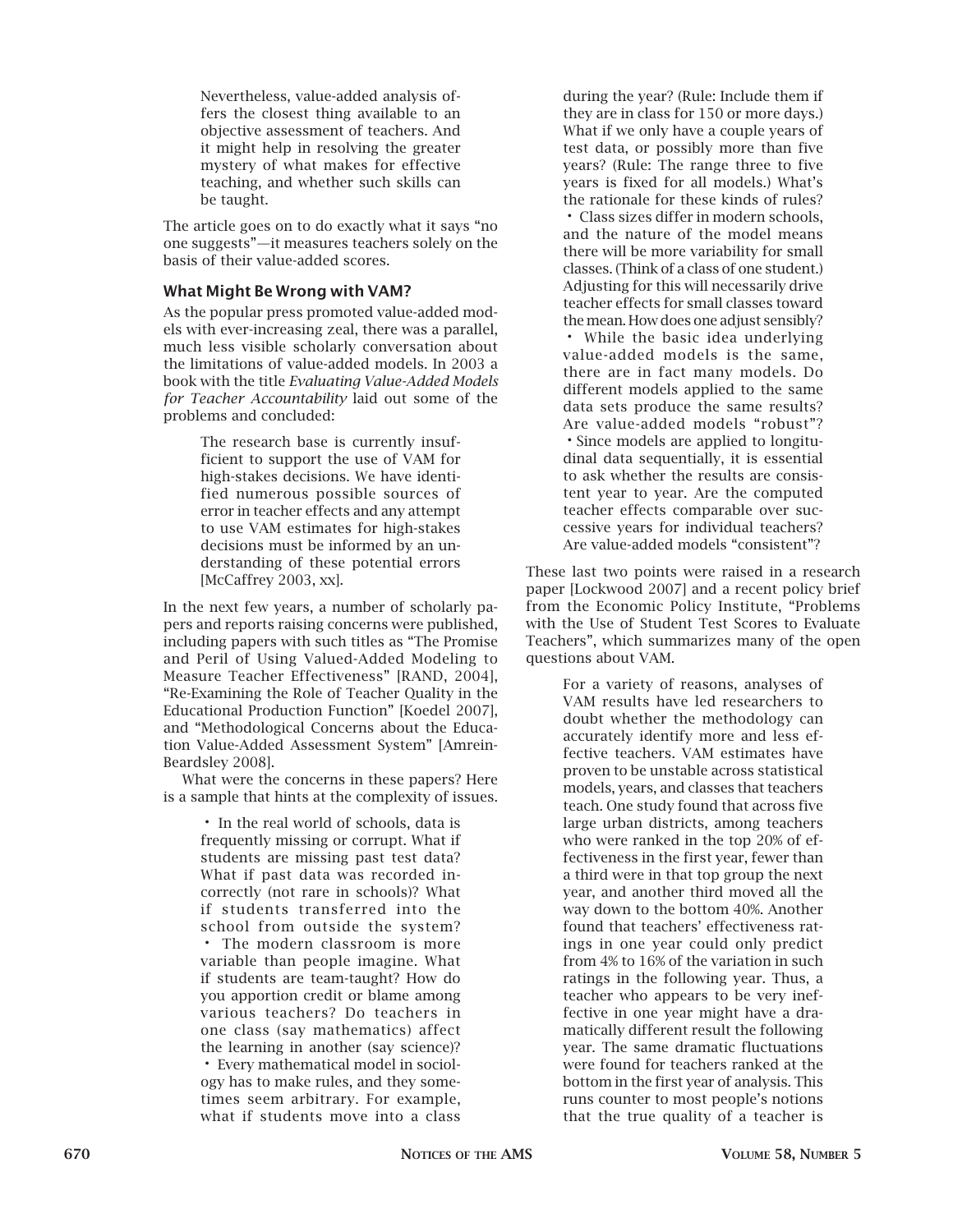> Nevertheless, value-added analysis offers the closest thing available to an objective assessment of teachers. And it might help in resolving the greater mystery of what makes for effective teaching, and whether such skills can be taught.

The article goes on to do exactly what it says "no one suggests"—it measures teachers solely on the basis of their value-added scores.

### What Might Be Wrong with VAM?

As the popular press promoted value-added models with ever-increasing zeal, there was a parallel, much less visible scholarly conversation about the limitations of value-added models. In 2003 a book with the title *Evaluating Value-Added Models for Teacher Accountability* laid out some of the problems and concluded:

> The research base is currently insufficient to support the use of VAM for high-stakes decisions. We have identified numerous possible sources of error in teacher effects and any attempt to use VAM estimates for high-stakes decisions must be informed by an understanding of these potential errors [McCaffrey 2003, xx].

In the next few years, a number of scholarly papers and reports raising concerns were published, including papers with such titles as "The Promise and Peril of Using Valued-Added Modeling to Measure Teacher Effectiveness" [RAND, 2004], "Re-Examining the Role of Teacher Quality in the Educational Production Function" [Koedel 2007], and "Methodological Concerns about the Education Value-Added Assessment System" [Amrein-Beardsley 2008].

What were the concerns in these papers? Here is a sample that hints at the complexity of issues.

> - In the real world of schools, data is frequently missing or corrupt. What if students are missing past test data? What if past data was recorded incorrectly (not rare in schools)? What if students transferred into the school from outside the system?
> - The modern classroom is more variable than people imagine. What if students are team-taught? How do you apportion credit or blame among various teachers? Do teachers in one class (say mathematics) affect the learning in another (say science)?
> - Every mathematical model in sociology has to make rules, and they sometimes seem arbitrary. For example, what if students move into a class during the year? (Rule: Include them if they are in class for 150 or more days.) What if we only have a couple years of test data, or possibly more than five years? (Rule: The range three to five years is fixed for all models.) What's the rationale for these kinds of rules?
> - Class sizes differ in modern schools, and the nature of the model means there will be more variability for small classes. (Think of a class of one student.) Adjusting for this will necessarily drive teacher effects for small classes toward the mean. How does one adjust sensibly?
> - While the basic idea underlying value-added models is the same, there are in fact many models. Do different models applied to the same data sets produce the same results? Are value-added models "robust"?
> - Since models are applied to longitudinal data sequentially, it is essential to ask whether the results are consistent year to year. Are the computed teacher effects comparable over successive years for individual teachers? Are value-added models "consistent"?

These last two points were raised in a research paper [Lockwood 2007] and a recent policy brief from the Economic Policy Institute, "Problems with the Use of Student Test Scores to Evaluate Teachers", which summarizes many of the open questions about VAM.

> For a variety of reasons, analyses of VAM results have led researchers to doubt whether the methodology can accurately identify more and less effective teachers. VAM estimates have proven to be unstable across statistical models, years, and classes that teachers teach. One study found that across five large urban districts, among teachers who were ranked in the top 20% of effectiveness in the first year, fewer than a third were in that top group the next year, and another third moved all the way down to the bottom 40%. Another found that teachers' effectiveness ratings in one year could only predict from 4% to 16% of the variation in such ratings in the following year. Thus, a teacher who appears to be very ineffective in one year might have a dramatically different result the following year. The same dramatic fluctuations were found for teachers ranked at the bottom in the first year of analysis. This runs counter to most people's notions that the true quality of a teacher is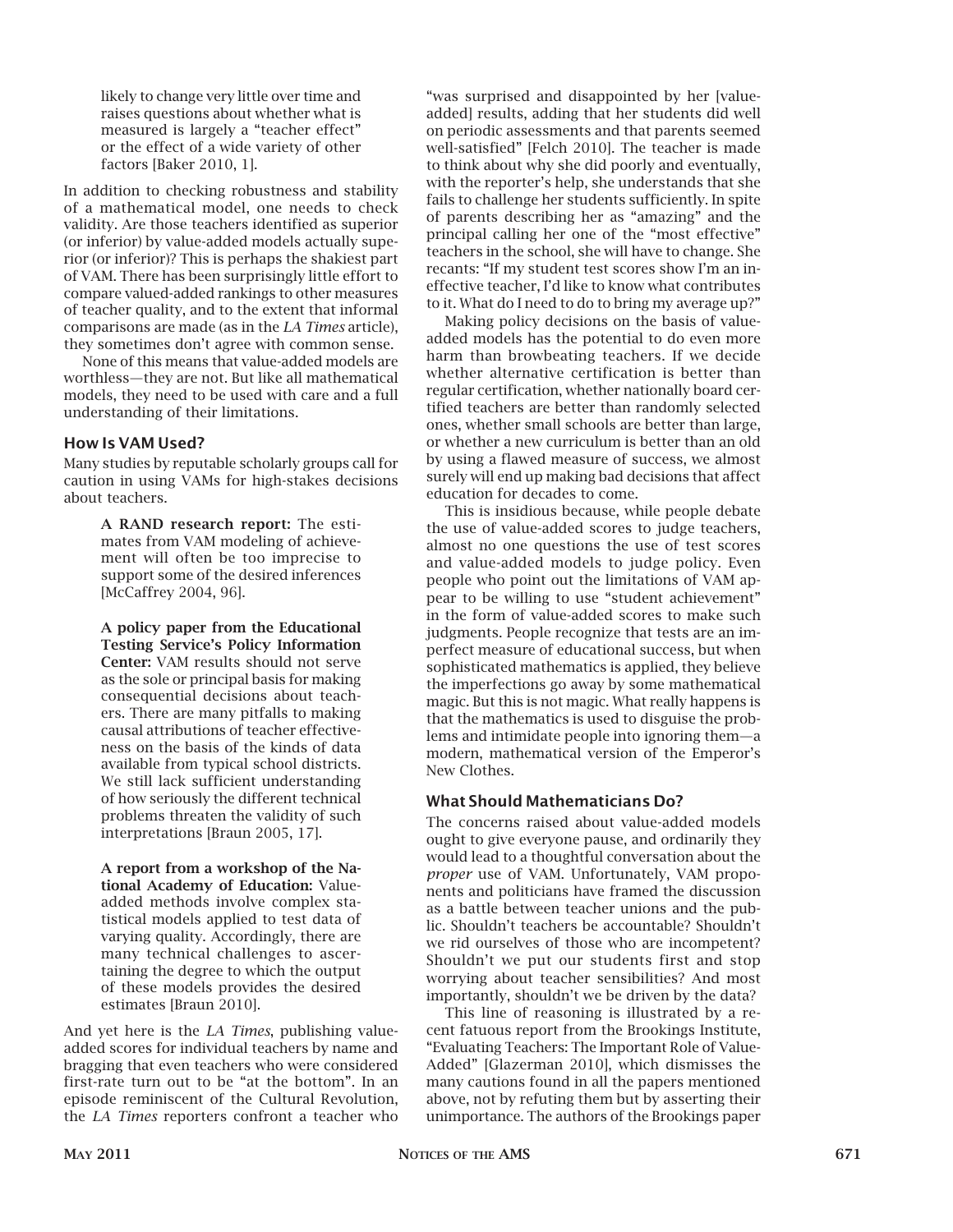likely to change very little over time and raises questions about whether what is measured is largely a "teacher effect" or the effect of a wide variety of other factors [Baker 2010, 1].

In addition to checking robustness and stability of a mathematical model, one needs to check validity. Are those teachers identified as superior (or inferior) by value-added models actually superior (or inferior)? This is perhaps the shakiest part of VAM. There has been surprisingly little effort to compare valued-added rankings to other measures of teacher quality, and to the extent that informal comparisons are made (as in the *LA Times* article), they sometimes don't agree with common sense.

None of this means that value-added models are worthless—they are not. But like all mathematical models, they need to be used with care and a full understanding of their limitations.

## How Is VAM Used?

Many studies by reputable scholarly groups call for caution in using VAMs for high-stakes decisions about teachers.

> **A RAND research report:** The estimates from VAM modeling of achievement will often be too imprecise to support some of the desired inferences [McCaffrey 2004, 96].

> **A policy paper from the Educational Testing Service's Policy Information Center:** VAM results should not serve as the sole or principal basis for making consequential decisions about teachers. There are many pitfalls to making causal attributions of teacher effectiveness on the basis of the kinds of data available from typical school districts. We still lack sufficient understanding of how seriously the different technical problems threaten the validity of such interpretations [Braun 2005, 17].

> **A report from a workshop of the National Academy of Education:** Value-added methods involve complex statistical models applied to test data of varying quality. Accordingly, there are many technical challenges to ascertaining the degree to which the output of these models provides the desired estimates [Braun 2010].

And yet here is the *LA Times*, publishing value-added scores for individual teachers by name and bragging that even teachers who were considered first-rate turn out to be "at the bottom". In an episode reminiscent of the Cultural Revolution, the *LA Times* reporters confront a teacher who "was surprised and disappointed by her [value-added] results, adding that her students did well on periodic assessments and that parents seemed well-satisfied" [Felch 2010]. The teacher is made to think about why she did poorly and eventually, with the reporter's help, she understands that she fails to challenge her students sufficiently. In spite of parents describing her as "amazing" and the principal calling her one of the "most effective" teachers in the school, she will have to change. She recants: "If my student test scores show I'm an ineffective teacher, I'd like to know what contributes to it. What do I need to do to bring my average up?"

Making policy decisions on the basis of value-added models has the potential to do even more harm than browbeating teachers. If we decide whether alternative certification is better than regular certification, whether nationally board certified teachers are better than randomly selected ones, whether small schools are better than large, or whether a new curriculum is better than an old by using a flawed measure of success, we almost surely will end up making bad decisions that affect education for decades to come.

This is insidious because, while people debate the use of value-added scores to judge teachers, almost no one questions the use of test scores and value-added models to judge policy. Even people who point out the limitations of VAM appear to be willing to use "student achievement" in the form of value-added scores to make such judgments. People recognize that tests are an imperfect measure of educational success, but when sophisticated mathematics is applied, they believe the imperfections go away by some mathematical magic. But this is not magic. What really happens is that the mathematics is used to disguise the problems and intimidate people into ignoring them—a modern, mathematical version of the Emperor's New Clothes.

## What Should Mathematicians Do?

The concerns raised about value-added models ought to give everyone pause, and ordinarily they would lead to a thoughtful conversation about the *proper* use of VAM. Unfortunately, VAM proponents and politicians have framed the discussion as a battle between teacher unions and the public. Shouldn't teachers be accountable? Shouldn't we rid ourselves of those who are incompetent? Shouldn't we put our students first and stop worrying about teacher sensibilities? And most importantly, shouldn't we be driven by the data?

This line of reasoning is illustrated by a recent fatuous report from the Brookings Institute, "Evaluating Teachers: The Important Role of Value-Added" [Glazerman 2010], which dismisses the many cautions found in all the papers mentioned above, not by refuting them but by asserting their unimportance. The authors of the Brookings paper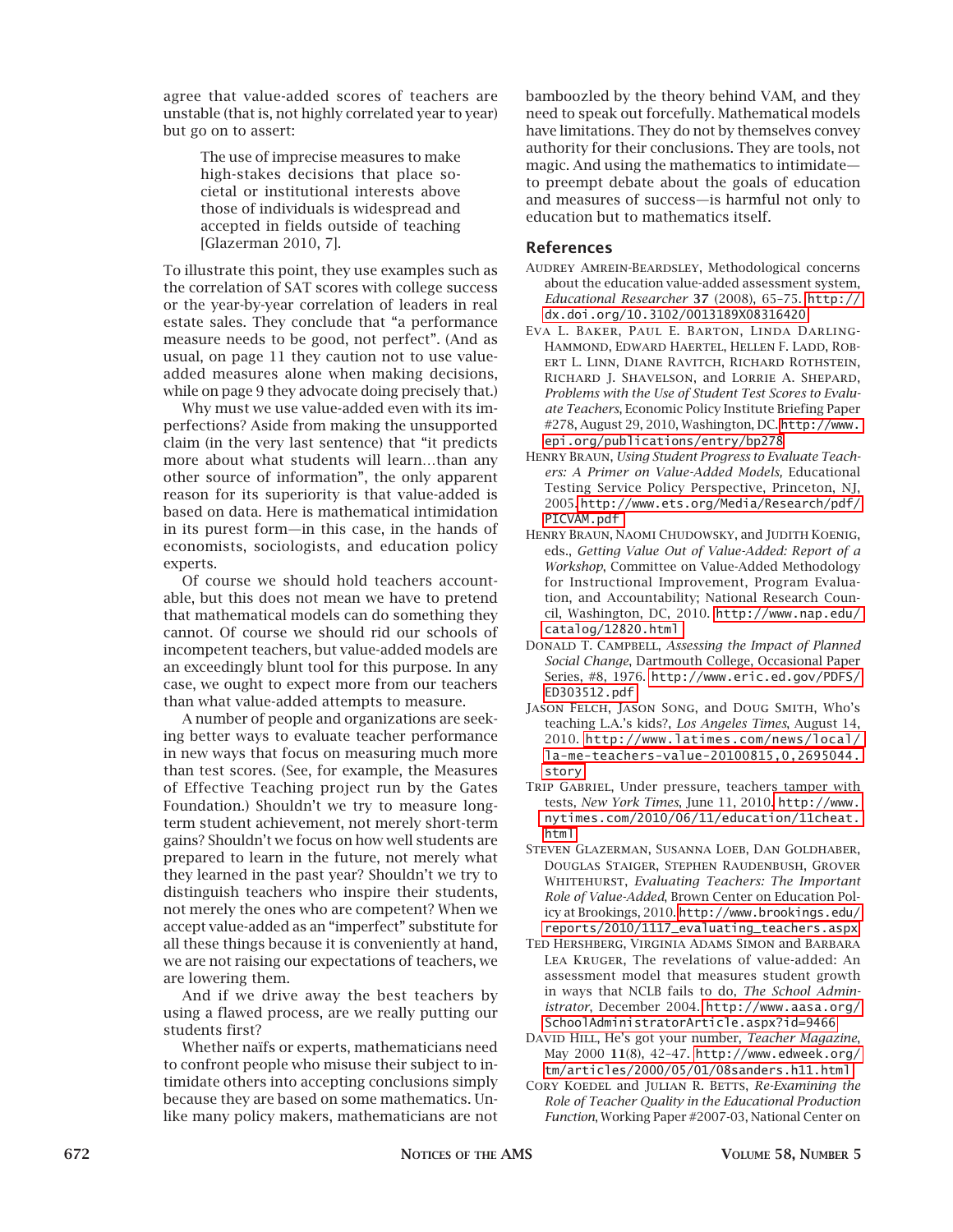agree that value-added scores of teachers are unstable (that is, not highly correlated year to year) but go on to assert:

> The use of imprecise measures to make high-stakes decisions that place societal or institutional interests above those of individuals is widespread and accepted in fields outside of teaching [Glazerman 2010, 7].

To illustrate this point, they use examples such as the correlation of SAT scores with college success or the year-by-year correlation of leaders in real estate sales. They conclude that "a performance measure needs to be good, not perfect". (And as usual, on page 11 they caution not to use value-added measures alone when making decisions, while on page 9 they advocate doing precisely that.)

Why must we use value-added even with its imperfections? Aside from making the unsupported claim (in the very last sentence) that "it predicts more about what students will learn…than any other source of information", the only apparent reason for its superiority is that value-added is based on data. Here is mathematical intimidation in its purest form—in this case, in the hands of economists, sociologists, and education policy experts.

Of course we should hold teachers accountable, but this does not mean we have to pretend that mathematical models can do something they cannot. Of course we should rid our schools of incompetent teachers, but value-added models are an exceedingly blunt tool for this purpose. In any case, we ought to expect more from our teachers than what value-added attempts to measure.

A number of people and organizations are seeking better ways to evaluate teacher performance in new ways that focus on measuring much more than test scores. (See, for example, the Measures of Effective Teaching project run by the Gates Foundation.) Shouldn't we try to measure long-term student achievement, not merely short-term gains? Shouldn't we focus on how well students are prepared to learn in the future, not merely what they learned in the past year? Shouldn't we try to distinguish teachers who inspire their students, not merely the ones who are competent? When we accept value-added as an "imperfect" substitute for all these things because it is conveniently at hand, we are not raising our expectations of teachers, we are lowering them.

And if we drive away the best teachers by using a flawed process, are we really putting our students first?

Whether naïfs or experts, mathematicians need to confront people who misuse their subject to intimidate others into accepting conclusions simply because they are based on some mathematics. Unlike many policy makers, mathematicians are not bamboozled by the theory behind VAM, and they need to speak out forcefully. Mathematical models have limitations. They do not by themselves convey authority for their conclusions. They are tools, not magic. And using the mathematics to intimidate—to preempt debate about the goals of education and measures of success—is harmful not only to education but to mathematics itself.

## References

Audrey Amrein-Beardsley, Methodological concerns about the education value-added assessment system, *Educational Researcher* **37** (2008), 65–75. http://dx.doi.org/10.3102/0013189X08316420

Eva L. Baker, Paul E. Barton, Linda Darling-Hammond, Edward Haertel, Hellen F. Ladd, Robert L. Linn, Diane Ravitch, Richard Rothstein, Richard J. Shavelson, and Lorrie A. Shepard, *Problems with the Use of Student Test Scores to Evaluate Teachers*, Economic Policy Institute Briefing Paper #278, August 29, 2010, Washington, DC. http://www.epi.org/publications/entry/bp278

Henry Braun, *Using Student Progress to Evaluate Teachers: A Primer on Value-Added Models,* Educational Testing Service Policy Perspective, Princeton, NJ, 2005. http://www.ets.org/Media/Research/pdf/PICVAM.pdf

Henry Braun, Naomi Chudowsky, and Judith Koenig, eds., *Getting Value Out of Value-Added: Report of a Workshop*, Committee on Value-Added Methodology for Instructional Improvement, Program Evaluation, and Accountability; National Research Council, Washington, DC, 2010. http://www.nap.edu/catalog/12820.html

Donald T. Campbell, *Assessing the Impact of Planned Social Change*, Dartmouth College, Occasional Paper Series, #8, 1976. http://www.eric.ed.gov/PDFS/ED303512.pdf

Jason Felch, Jason Song, and Doug Smith, Who's teaching L.A.'s kids?, *Los Angeles Times*, August 14, 2010. http://www.latimes.com/news/local/la-me-teachers-value-20100815,0,2695044.story

Trip Gabriel, Under pressure, teachers tamper with tests, *New York Times*, June 11, 2010. http://www.nytimes.com/2010/06/11/education/11cheat.html

Steven Glazerman, Susanna Loeb, Dan Goldhaber, Douglas Staiger, Stephen Raudenbush, Grover Whitehurst, *Evaluating Teachers: The Important Role of Value-Added*, Brown Center on Education Policy at Brookings, 2010. http://www.brookings.edu/reports/2010/1117_evaluating_teachers.aspx

Ted Hershberg, Virginia Adams Simon and Barbara Lea Kruger, The revelations of value-added: An assessment model that measures student growth in ways that NCLB fails to do, *The School Administrator*, December 2004. http://www.aasa.org/SchoolAdministratorArticle.aspx?id=9466

David Hill, He's got your number, *Teacher Magazine*, May 2000 **11**(8), 42–47. http://www.edweek.org/tm/articles/2000/05/01/08sanders.h11.html

Cory Koedel and Julian R. Betts, *Re-Examining the Role of Teacher Quality in the Educational Production Function*, Working Paper #2007-03, National Center on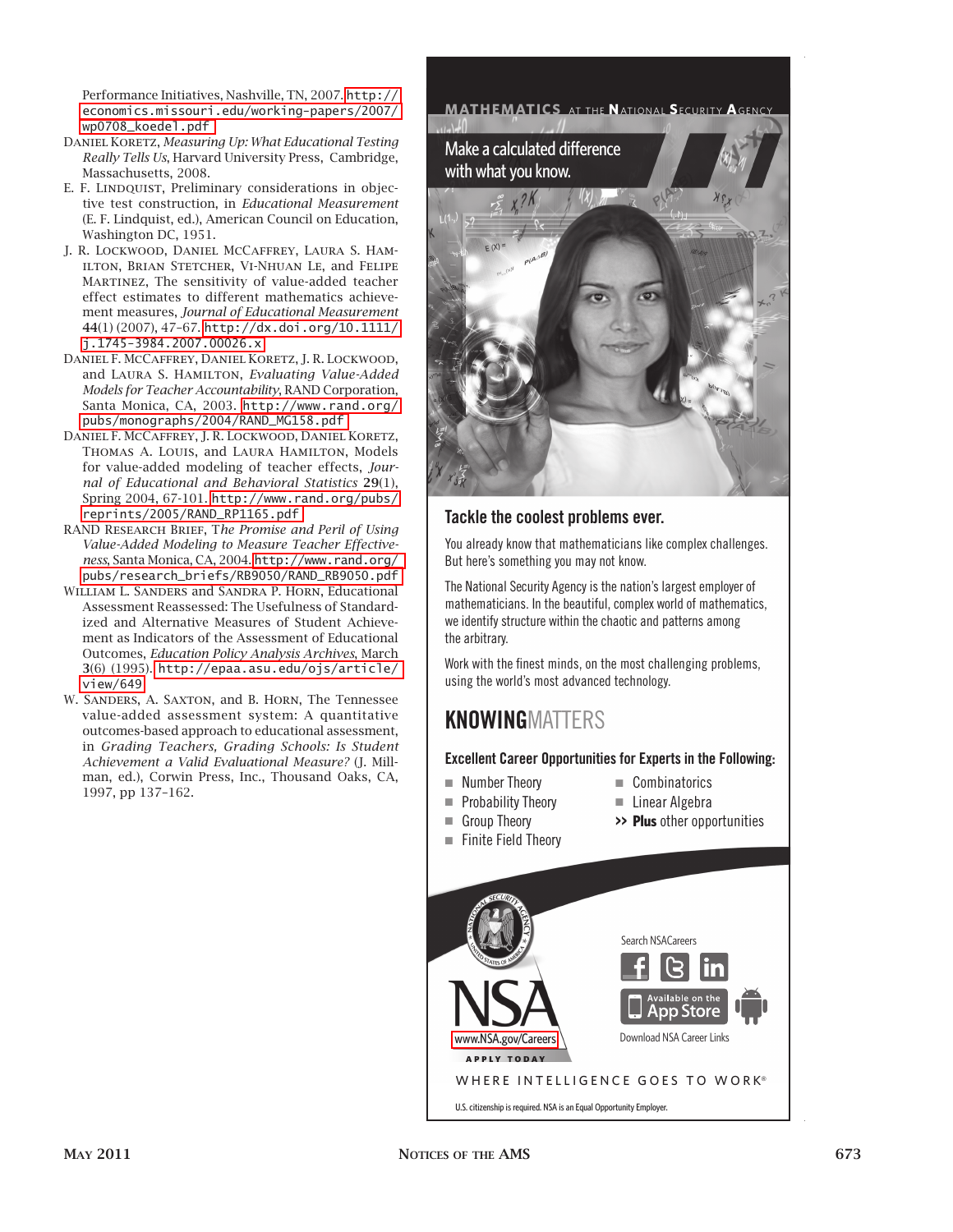Performance Initiatives, Nashville, TN, 2007. http://economics.missouri.edu/working-papers/2007/wp0708_koedel.pdf

Daniel Koretz, *Measuring Up: What Educational Testing Really Tells Us*, Harvard University Press, Cambridge, Massachusetts, 2008.

E. F. Lindquist, Preliminary considerations in objective test construction, in *Educational Measurement* (E. F. Lindquist, ed.), American Council on Education, Washington DC, 1951.

J. R. Lockwood, Daniel McCaffrey, Laura S. Hamilton, Brian Stetcher, Vi-Nhuan Le, and Felipe Martinez, The sensitivity of value-added teacher effect estimates to different mathematics achievement measures, *Journal of Educational Measurement* **44**(1) (2007), 47–67. http://dx.doi.org/10.1111/j.1745-3984.2007.00026.x

Daniel F. McCaffrey, Daniel Koretz, J. R. Lockwood, and Laura S. Hamilton, *Evaluating Value-Added Models for Teacher Accountability*, RAND Corporation, Santa Monica, CA, 2003. http://www.rand.org/pubs/monographs/2004/RAND_MG158.pdf

Daniel F. McCaffrey, J. R. Lockwood, Daniel Koretz, Thomas A. Louis, and Laura Hamilton, Models for value-added modeling of teacher effects, *Journal of Educational and Behavioral Statistics* **29**(1), Spring 2004, 67-101. http://www.rand.org/pubs/reprints/2005/RAND_RP1165.pdf

RAND Research Brief, T*he Promise and Peril of Using Value-Added Modeling to Measure Teacher Effectiveness*, Santa Monica, CA, 2004. http://www.rand.org/pubs/research_briefs/RB9050/RAND_RB9050.pdf

William L. Sanders and Sandra P. Horn, Educational Assessment Reassessed: The Usefulness of Standardized and Alternative Measures of Student Achievement as Indicators of the Assessment of Educational Outcomes, *Education Policy Analysis Archives*, March **3**(6) (1995). http://epaa.asu.edu/ojs/article/view/649

W. Sanders, A. Saxton, and B. Horn, The Tennessee value-added assessment system: A quantitative outcomes-based approach to educational assessment, in *Grading Teachers, Grading Schools: Is Student Achievement a Valid Evaluational Measure?* (J. Millman, ed.), Corwin Press, Inc., Thousand Oaks, CA, 1997, pp 137–162.

MATHEMATICS AT THE NATIONAL SECURITY AGENCY

Make a calculated difference with what you know.

**Tackle the coolest problems ever.**

You already know that mathematicians like complex challenges. But here's something you may not know.

The National Security Agency is the nation's largest employer of mathematicians. In the beautiful, complex world of mathematics, we identify structure within the chaotic and patterns among the arbitrary.

Work with the finest minds, on the most challenging problems, using the world's most advanced technology.

**KNOWING**MATTERS

**Excellent Career Opportunities for Experts in the Following:**

- Number Theory
- Probability Theory
- Group Theory
- Finite Field Theory
- Combinatorics
- Linear Algebra
- >> **Plus** other opportunities

NSA

www.NSA.gov/Careers

APPLY TODAY

Search NSACareers

Download NSA Career Links

WHERE INTELLIGENCE GOES TO WORK®

U.S. citizenship is required. NSA is an Equal Opportunity Employer.